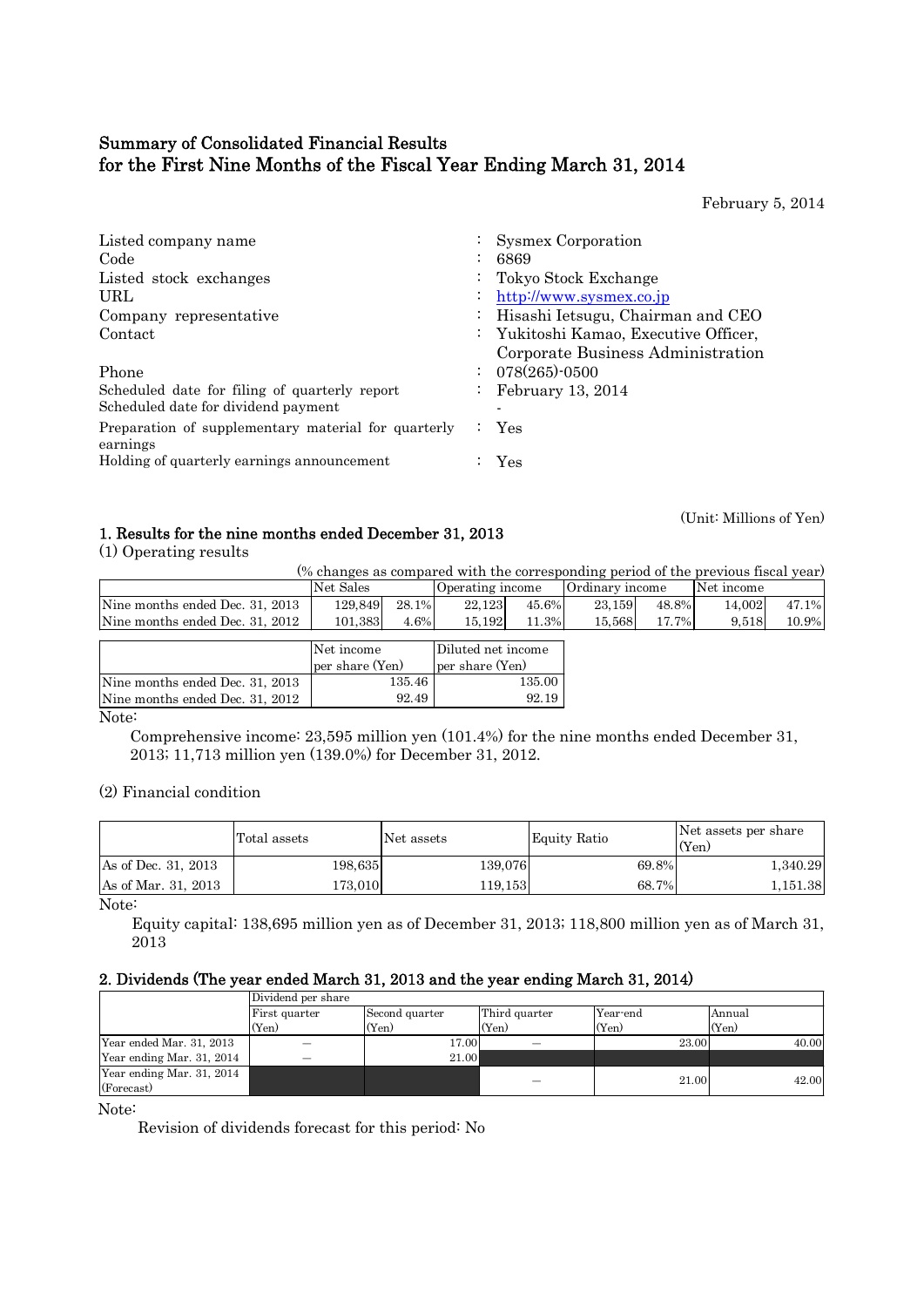# Summary of Consolidated Financial Results for the First Nine Months of the Fiscal Year Ending March 31, 2014

February 5, 2014

| | | |
|---|---|---|
| Listed company name | : | Sysmex Corporation |
| Code | : | 6869 |
| Listed stock exchanges | : | Tokyo Stock Exchange |
| URL | : | http://www.sysmex.co.jp |
| Company representative | : | Hisashi Ietsugu, Chairman and CEO |
| Contact | : | Yukitoshi Kamao, Executive Officer, Corporate Business Administration |
| Phone | : | 078(265)-0500 |
| Scheduled date for filing of quarterly report | : | February 13, 2014 |
| Scheduled date for dividend payment | | - |
| Preparation of supplementary material for quarterly earnings | : | Yes |
| Holding of quarterly earnings announcement | : | Yes |

(Unit: Millions of Yen)

## 1. Results for the nine months ended December 31, 2013

(1) Operating results

(% changes as compared with the corresponding period of the previous fiscal year)

| | Net Sales | | Operating income | | Ordinary income | | Net income | |
|---|---|---|---|---|---|---|---|---|
| Nine months ended Dec. 31, 2013 | 129,849 | 28.1% | 22,123 | 45.6% | 23,159 | 48.8% | 14,002 | 47.1% |
| Nine months ended Dec. 31, 2012 | 101,383 | 4.6% | 15,192 | 11.3% | 15,568 | 17.7% | 9,518 | 10.9% |

| | Net income per share (Yen) | Diluted net income per share (Yen) |
|---|---|---|
| Nine months ended Dec. 31, 2013 | 135.46 | 135.00 |
| Nine months ended Dec. 31, 2012 | 92.49 | 92.19 |

Note:

Comprehensive income: 23,595 million yen (101.4%) for the nine months ended December 31, 2013; 11,713 million yen (139.0%) for December 31, 2012.

(2) Financial condition

| | Total assets | Net assets | Equity Ratio | Net assets per share (Yen) |
|---|---|---|---|---|
| As of Dec. 31, 2013 | 198,635 | 139,076 | 69.8% | 1,340.29 |
| As of Mar. 31, 2013 | 173,010 | 119,153 | 68.7% | 1,151.38 |

Note:

Equity capital: 138,695 million yen as of December 31, 2013; 118,800 million yen as of March 31, 2013

## 2. Dividends (The year ended March 31, 2013 and the year ending March 31, 2014)

| | Dividend per share | | | | |
|---|---|---|---|---|---|
| | First quarter (Yen) | Second quarter (Yen) | Third quarter (Yen) | Year-end (Yen) | Annual (Yen) |
| Year ended Mar. 31, 2013 | — | 17.00 | — | 23.00 | 40.00 |
| Year ending Mar. 31, 2014 | — | 21.00 | | | |
| Year ending Mar. 31, 2014 (Forecast) | | | — | 21.00 | 42.00 |

Note:

Revision of dividends forecast for this period: No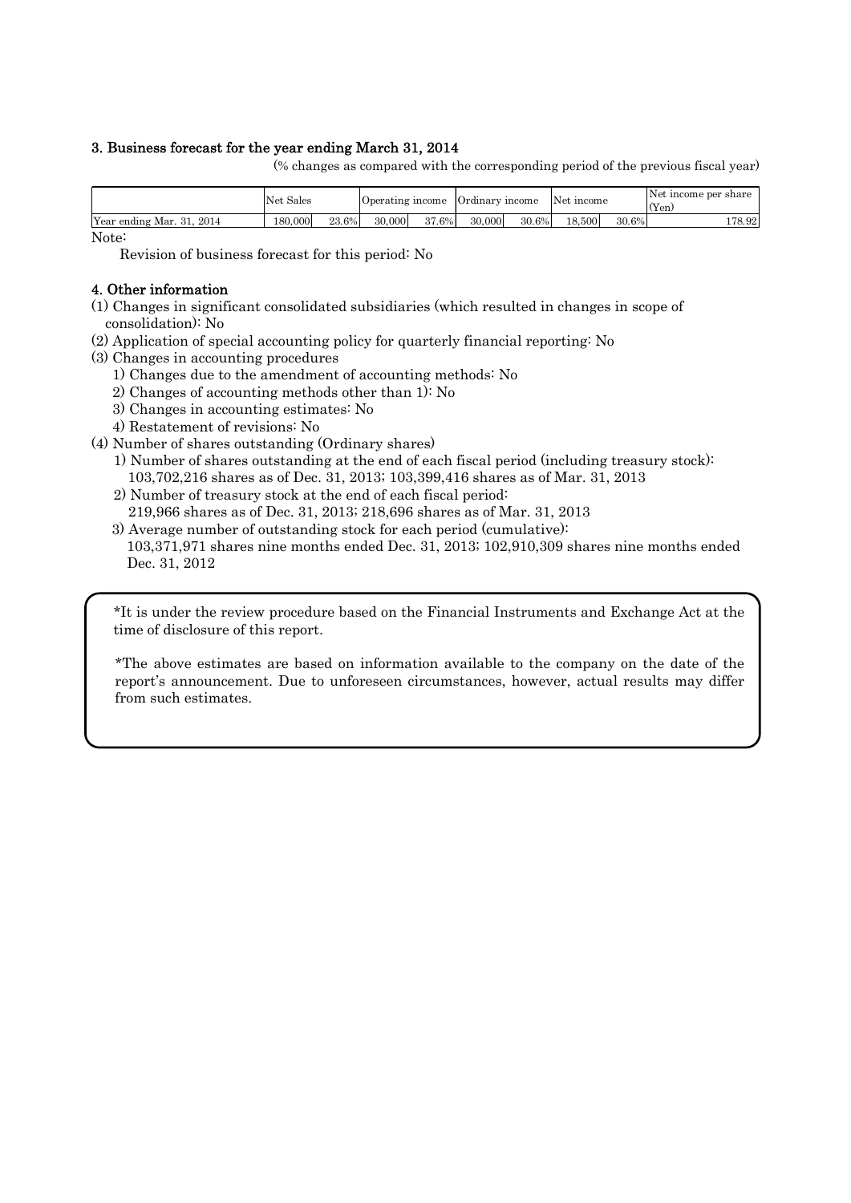### 3. Business forecast for the year ending March 31, 2014

(% changes as compared with the corresponding period of the previous fiscal year)

| | Net Sales | | Operating income | | Ordinary income | | Net income | | Net income per share (Yen) |
|---|---|---|---|---|---|---|---|---|---|
| Year ending Mar. 31, 2014 | 180,000 | 23.6% | 30,000 | 37.6% | 30,000 | 30.6% | 18,500 | 30.6% | 178.92 |

Note:

Revision of business forecast for this period: No

### 4. Other information

(1) Changes in significant consolidated subsidiaries (which resulted in changes in scope of consolidation): No

(2) Application of special accounting policy for quarterly financial reporting: No

(3) Changes in accounting procedures

1) Changes due to the amendment of accounting methods: No
2) Changes of accounting methods other than 1): No
3) Changes in accounting estimates: No
4) Restatement of revisions: No

(4) Number of shares outstanding (Ordinary shares)

1) Number of shares outstanding at the end of each fiscal period (including treasury stock): 103,702,216 shares as of Dec. 31, 2013; 103,399,416 shares as of Mar. 31, 2013
2) Number of treasury stock at the end of each fiscal period: 219,966 shares as of Dec. 31, 2013; 218,696 shares as of Mar. 31, 2013
3) Average number of outstanding stock for each period (cumulative): 103,371,971 shares nine months ended Dec. 31, 2013; 102,910,309 shares nine months ended Dec. 31, 2012

*It is under the review procedure based on the Financial Instruments and Exchange Act at the time of disclosure of this report.

*The above estimates are based on information available to the company on the date of the report's announcement. Due to unforeseen circumstances, however, actual results may differ from such estimates.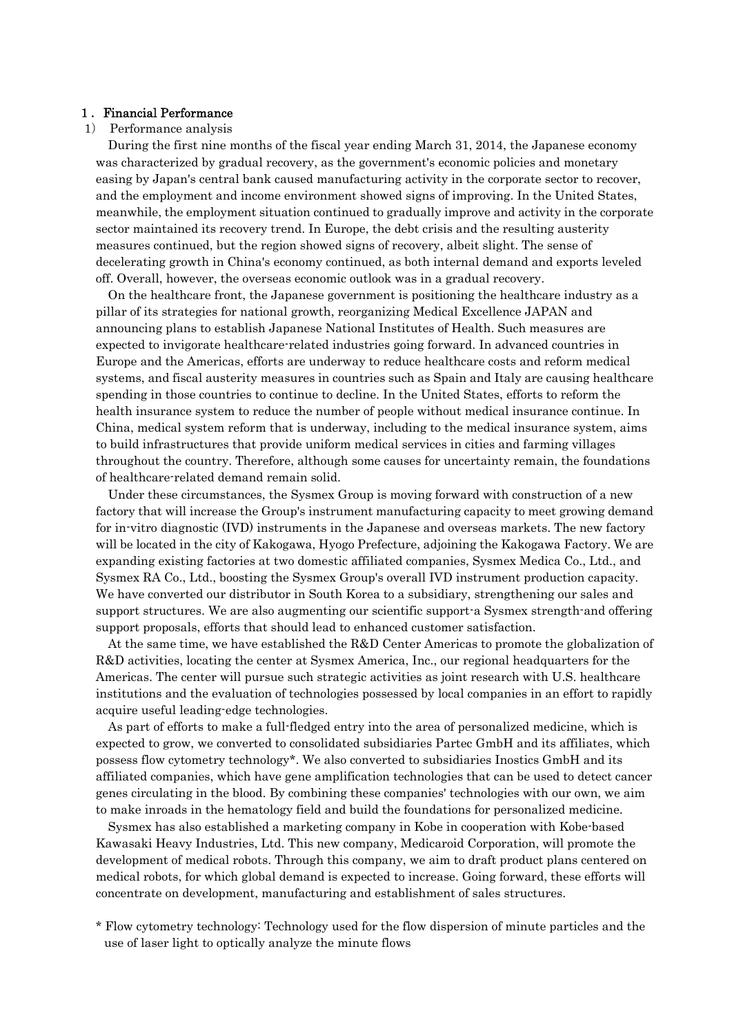## 1．Financial Performance

### 1) Performance analysis

During the first nine months of the fiscal year ending March 31, 2014, the Japanese economy was characterized by gradual recovery, as the government's economic policies and monetary easing by Japan's central bank caused manufacturing activity in the corporate sector to recover, and the employment and income environment showed signs of improving. In the United States, meanwhile, the employment situation continued to gradually improve and activity in the corporate sector maintained its recovery trend. In Europe, the debt crisis and the resulting austerity measures continued, but the region showed signs of recovery, albeit slight. The sense of decelerating growth in China's economy continued, as both internal demand and exports leveled off. Overall, however, the overseas economic outlook was in a gradual recovery.

On the healthcare front, the Japanese government is positioning the healthcare industry as a pillar of its strategies for national growth, reorganizing Medical Excellence JAPAN and announcing plans to establish Japanese National Institutes of Health. Such measures are expected to invigorate healthcare-related industries going forward. In advanced countries in Europe and the Americas, efforts are underway to reduce healthcare costs and reform medical systems, and fiscal austerity measures in countries such as Spain and Italy are causing healthcare spending in those countries to continue to decline. In the United States, efforts to reform the health insurance system to reduce the number of people without medical insurance continue. In China, medical system reform that is underway, including to the medical insurance system, aims to build infrastructures that provide uniform medical services in cities and farming villages throughout the country. Therefore, although some causes for uncertainty remain, the foundations of healthcare-related demand remain solid.

Under these circumstances, the Sysmex Group is moving forward with construction of a new factory that will increase the Group's instrument manufacturing capacity to meet growing demand for in-vitro diagnostic (IVD) instruments in the Japanese and overseas markets. The new factory will be located in the city of Kakogawa, Hyogo Prefecture, adjoining the Kakogawa Factory. We are expanding existing factories at two domestic affiliated companies, Sysmex Medica Co., Ltd., and Sysmex RA Co., Ltd., boosting the Sysmex Group's overall IVD instrument production capacity. We have converted our distributor in South Korea to a subsidiary, strengthening our sales and support structures. We are also augmenting our scientific support-a Sysmex strength-and offering support proposals, efforts that should lead to enhanced customer satisfaction.

At the same time, we have established the R&D Center Americas to promote the globalization of R&D activities, locating the center at Sysmex America, Inc., our regional headquarters for the Americas. The center will pursue such strategic activities as joint research with U.S. healthcare institutions and the evaluation of technologies possessed by local companies in an effort to rapidly acquire useful leading-edge technologies.

As part of efforts to make a full-fledged entry into the area of personalized medicine, which is expected to grow, we converted to consolidated subsidiaries Partec GmbH and its affiliates, which possess flow cytometry technology*. We also converted to subsidiaries Inostics GmbH and its affiliated companies, which have gene amplification technologies that can be used to detect cancer genes circulating in the blood. By combining these companies' technologies with our own, we aim to make inroads in the hematology field and build the foundations for personalized medicine.

Sysmex has also established a marketing company in Kobe in cooperation with Kobe-based Kawasaki Heavy Industries, Ltd. This new company, Medicaroid Corporation, will promote the development of medical robots. Through this company, we aim to draft product plans centered on medical robots, for which global demand is expected to increase. Going forward, these efforts will concentrate on development, manufacturing and establishment of sales structures.

* Flow cytometry technology: Technology used for the flow dispersion of minute particles and the use of laser light to optically analyze the minute flows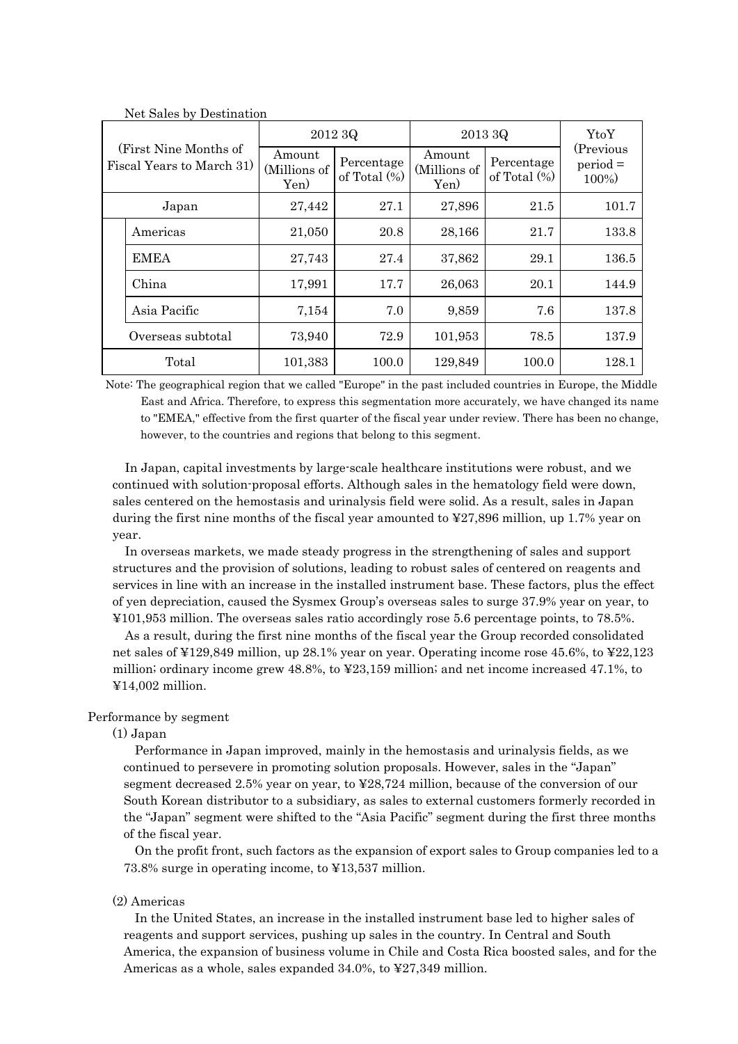Net Sales by Destination

| (First Nine Months of Fiscal Years to March 31) | | 2012 3Q | | 2013 3Q | | YtoY (Previous period = 100%) |
|---|---|---|---|---|---|---|
| | | Amount (Millions of Yen) | Percentage of Total (%) | Amount (Millions of Yen) | Percentage of Total (%) | |
| Japan | | 27,442 | 27.1 | 27,896 | 21.5 | 101.7 |
| | Americas | 21,050 | 20.8 | 28,166 | 21.7 | 133.8 |
| | EMEA | 27,743 | 27.4 | 37,862 | 29.1 | 136.5 |
| | China | 17,991 | 17.7 | 26,063 | 20.1 | 144.9 |
| | Asia Pacific | 7,154 | 7.0 | 9,859 | 7.6 | 137.8 |
| Overseas subtotal | | 73,940 | 72.9 | 101,953 | 78.5 | 137.9 |
| Total | | 101,383 | 100.0 | 129,849 | 100.0 | 128.1 |

Note: The geographical region that we called "Europe" in the past included countries in Europe, the Middle East and Africa. Therefore, to express this segmentation more accurately, we have changed its name to "EMEA," effective from the first quarter of the fiscal year under review. There has been no change, however, to the countries and regions that belong to this segment.

In Japan, capital investments by large-scale healthcare institutions were robust, and we continued with solution-proposal efforts. Although sales in the hematology field were down, sales centered on the hemostasis and urinalysis field were solid. As a result, sales in Japan during the first nine months of the fiscal year amounted to ¥27,896 million, up 1.7% year on year.

In overseas markets, we made steady progress in the strengthening of sales and support structures and the provision of solutions, leading to robust sales of centered on reagents and services in line with an increase in the installed instrument base. These factors, plus the effect of yen depreciation, caused the Sysmex Group's overseas sales to surge 37.9% year on year, to ¥101,953 million. The overseas sales ratio accordingly rose 5.6 percentage points, to 78.5%.

As a result, during the first nine months of the fiscal year the Group recorded consolidated net sales of ¥129,849 million, up 28.1% year on year. Operating income rose 45.6%, to ¥22,123 million; ordinary income grew 48.8%, to ¥23,159 million; and net income increased 47.1%, to ¥14,002 million.

Performance by segment

(1) Japan

Performance in Japan improved, mainly in the hemostasis and urinalysis fields, as we continued to persevere in promoting solution proposals. However, sales in the "Japan" segment decreased 2.5% year on year, to ¥28,724 million, because of the conversion of our South Korean distributor to a subsidiary, as sales to external customers formerly recorded in the "Japan" segment were shifted to the "Asia Pacific" segment during the first three months of the fiscal year.

On the profit front, such factors as the expansion of export sales to Group companies led to a 73.8% surge in operating income, to ¥13,537 million.

(2) Americas

In the United States, an increase in the installed instrument base led to higher sales of reagents and support services, pushing up sales in the country. In Central and South America, the expansion of business volume in Chile and Costa Rica boosted sales, and for the Americas as a whole, sales expanded 34.0%, to ¥27,349 million.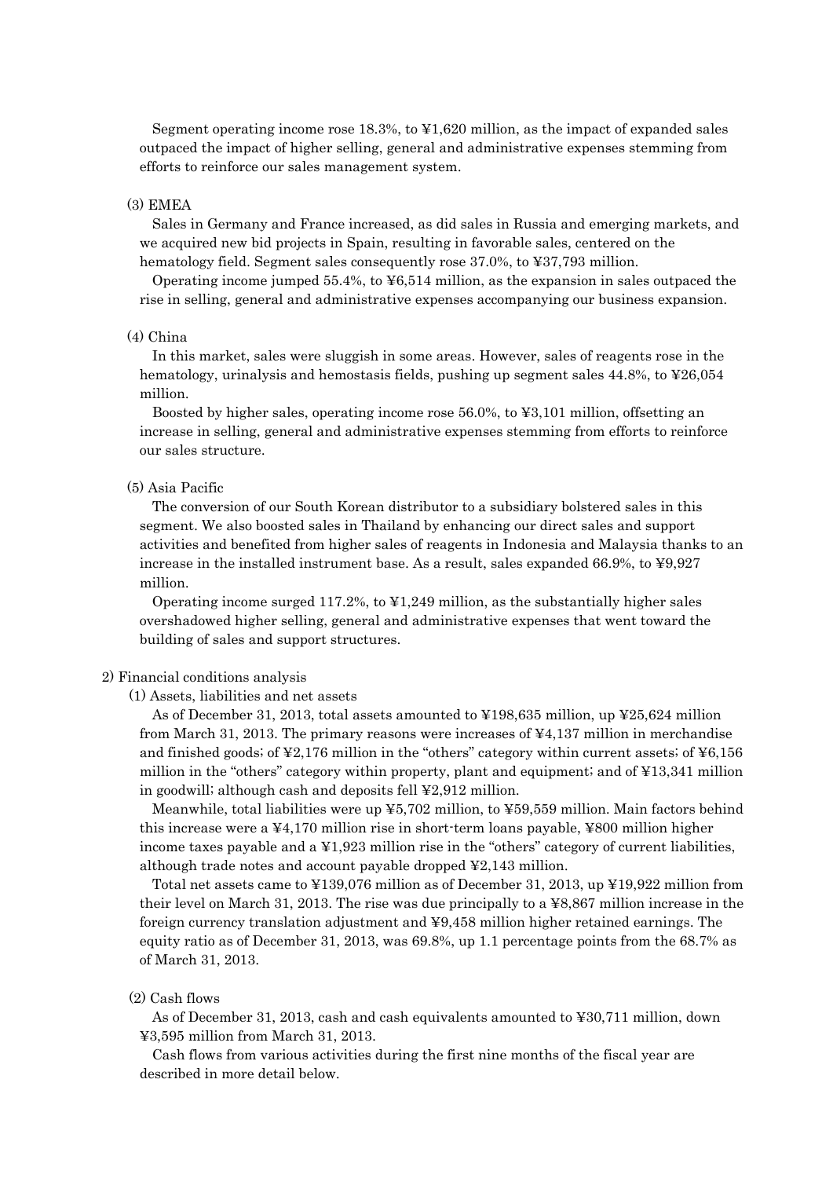Segment operating income rose 18.3%, to ¥1,620 million, as the impact of expanded sales outpaced the impact of higher selling, general and administrative expenses stemming from efforts to reinforce our sales management system.

(3) EMEA

Sales in Germany and France increased, as did sales in Russia and emerging markets, and we acquired new bid projects in Spain, resulting in favorable sales, centered on the hematology field. Segment sales consequently rose 37.0%, to ¥37,793 million.

Operating income jumped 55.4%, to ¥6,514 million, as the expansion in sales outpaced the rise in selling, general and administrative expenses accompanying our business expansion.

(4) China

In this market, sales were sluggish in some areas. However, sales of reagents rose in the hematology, urinalysis and hemostasis fields, pushing up segment sales 44.8%, to ¥26,054 million.

Boosted by higher sales, operating income rose 56.0%, to ¥3,101 million, offsetting an increase in selling, general and administrative expenses stemming from efforts to reinforce our sales structure.

(5) Asia Pacific

The conversion of our South Korean distributor to a subsidiary bolstered sales in this segment. We also boosted sales in Thailand by enhancing our direct sales and support activities and benefited from higher sales of reagents in Indonesia and Malaysia thanks to an increase in the installed instrument base. As a result, sales expanded 66.9%, to ¥9,927 million.

Operating income surged 117.2%, to ¥1,249 million, as the substantially higher sales overshadowed higher selling, general and administrative expenses that went toward the building of sales and support structures.

2) Financial conditions analysis

(1) Assets, liabilities and net assets

As of December 31, 2013, total assets amounted to ¥198,635 million, up ¥25,624 million from March 31, 2013. The primary reasons were increases of ¥4,137 million in merchandise and finished goods; of ¥2,176 million in the "others" category within current assets; of ¥6,156 million in the "others" category within property, plant and equipment; and of ¥13,341 million in goodwill; although cash and deposits fell ¥2,912 million.

Meanwhile, total liabilities were up ¥5,702 million, to ¥59,559 million. Main factors behind this increase were a ¥4,170 million rise in short-term loans payable, ¥800 million higher income taxes payable and a ¥1,923 million rise in the "others" category of current liabilities, although trade notes and account payable dropped ¥2,143 million.

Total net assets came to ¥139,076 million as of December 31, 2013, up ¥19,922 million from their level on March 31, 2013. The rise was due principally to a ¥8,867 million increase in the foreign currency translation adjustment and ¥9,458 million higher retained earnings. The equity ratio as of December 31, 2013, was 69.8%, up 1.1 percentage points from the 68.7% as of March 31, 2013.

(2) Cash flows

As of December 31, 2013, cash and cash equivalents amounted to ¥30,711 million, down ¥3,595 million from March 31, 2013.

Cash flows from various activities during the first nine months of the fiscal year are described in more detail below.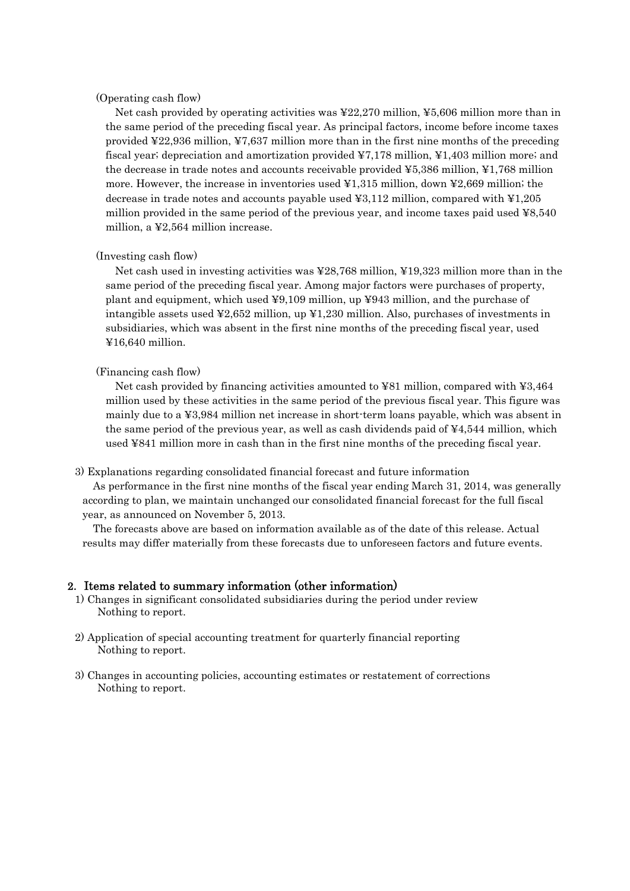(Operating cash flow)

Net cash provided by operating activities was ¥22,270 million, ¥5,606 million more than in the same period of the preceding fiscal year. As principal factors, income before income taxes provided ¥22,936 million, ¥7,637 million more than in the first nine months of the preceding fiscal year; depreciation and amortization provided ¥7,178 million, ¥1,403 million more; and the decrease in trade notes and accounts receivable provided ¥5,386 million, ¥1,768 million more. However, the increase in inventories used ¥1,315 million, down ¥2,669 million; the decrease in trade notes and accounts payable used ¥3,112 million, compared with ¥1,205 million provided in the same period of the previous year, and income taxes paid used ¥8,540 million, a ¥2,564 million increase.

(Investing cash flow)

Net cash used in investing activities was ¥28,768 million, ¥19,323 million more than in the same period of the preceding fiscal year. Among major factors were purchases of property, plant and equipment, which used ¥9,109 million, up ¥943 million, and the purchase of intangible assets used ¥2,652 million, up ¥1,230 million. Also, purchases of investments in subsidiaries, which was absent in the first nine months of the preceding fiscal year, used ¥16,640 million.

(Financing cash flow)

Net cash provided by financing activities amounted to ¥81 million, compared with ¥3,464 million used by these activities in the same period of the previous fiscal year. This figure was mainly due to a ¥3,984 million net increase in short-term loans payable, which was absent in the same period of the previous year, as well as cash dividends paid of ¥4,544 million, which used ¥841 million more in cash than in the first nine months of the preceding fiscal year.

3) Explanations regarding consolidated financial forecast and future information

As performance in the first nine months of the fiscal year ending March 31, 2014, was generally according to plan, we maintain unchanged our consolidated financial forecast for the full fiscal year, as announced on November 5, 2013.

The forecasts above are based on information available as of the date of this release. Actual results may differ materially from these forecasts due to unforeseen factors and future events.

## 2. Items related to summary information (other information)

1) Changes in significant consolidated subsidiaries during the period under review

Nothing to report.

2) Application of special accounting treatment for quarterly financial reporting

Nothing to report.

3) Changes in accounting policies, accounting estimates or restatement of corrections

Nothing to report.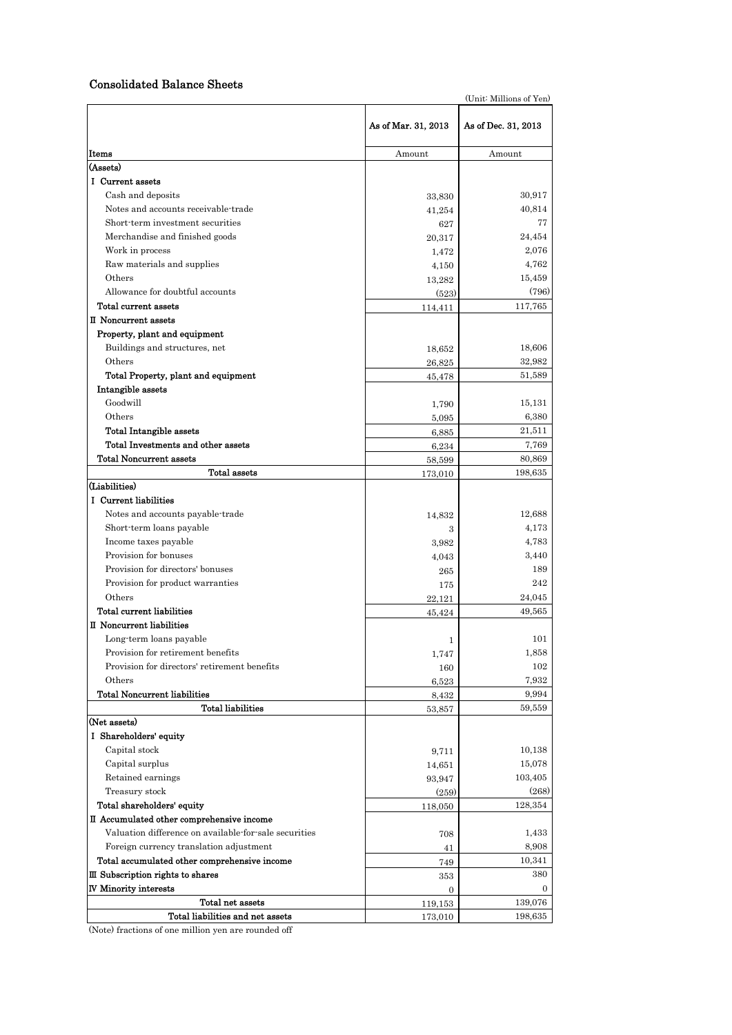## Consolidated Balance Sheets

(Unit: Millions of Yen)

| Items | As of Mar. 31, 2013 | As of Dec. 31, 2013 |
|---|---|---|
| | Amount | Amount |
| (Assets) | | |
| I Current assets | | |
| Cash and deposits | 33,830 | 30,917 |
| Notes and accounts receivable-trade | 41,254 | 40,814 |
| Short-term investment securities | 627 | 77 |
| Merchandise and finished goods | 20,317 | 24,454 |
| Work in process | 1,472 | 2,076 |
| Raw materials and supplies | 4,150 | 4,762 |
| Others | 13,282 | 15,459 |
| Allowance for doubtful accounts | (523) | (796) |
| Total current assets | 114,411 | 117,765 |
| II Noncurrent assets | | |
| Property, plant and equipment | | |
| Buildings and structures, net | 18,652 | 18,606 |
| Others | 26,825 | 32,982 |
| Total Property, plant and equipment | 45,478 | 51,589 |
| Intangible assets | | |
| Goodwill | 1,790 | 15,131 |
| Others | 5,095 | 6,380 |
| Total Intangible assets | 6,885 | 21,511 |
| Total Investments and other assets | 6,234 | 7,769 |
| Total Noncurrent assets | 58,599 | 80,869 |
| Total assets | 173,010 | 198,635 |
| (Liabilities) | | |
| I Current liabilities | | |
| Notes and accounts payable-trade | 14,832 | 12,688 |
| Short-term loans payable | 3 | 4,173 |
| Income taxes payable | 3,982 | 4,783 |
| Provision for bonuses | 4,043 | 3,440 |
| Provision for directors' bonuses | 265 | 189 |
| Provision for product warranties | 175 | 242 |
| Others | 22,121 | 24,045 |
| Total current liabilities | 45,424 | 49,565 |
| II Noncurrent liabilities | | |
| Long-term loans payable | 1 | 101 |
| Provision for retirement benefits | 1,747 | 1,858 |
| Provision for directors' retirement benefits | 160 | 102 |
| Others | 6,523 | 7,932 |
| Total Noncurrent liabilities | 8,432 | 9,994 |
| Total liabilities | 53,857 | 59,559 |
| (Net assets) | | |
| I Shareholders' equity | | |
| Capital stock | 9,711 | 10,138 |
| Capital surplus | 14,651 | 15,078 |
| Retained earnings | 93,947 | 103,405 |
| Treasury stock | (259) | (268) |
| Total shareholders' equity | 118,050 | 128,354 |
| II Accumulated other comprehensive income | | |
| Valuation difference on available-for-sale securities | 708 | 1,433 |
| Foreign currency translation adjustment | 41 | 8,908 |
| Total accumulated other comprehensive income | 749 | 10,341 |
| III Subscription rights to shares | 353 | 380 |
| IV Minority interests | 0 | 0 |
| Total net assets | 119,153 | 139,076 |
| Total liabilities and net assets | 173,010 | 198,635 |

(Note) fractions of one million yen are rounded off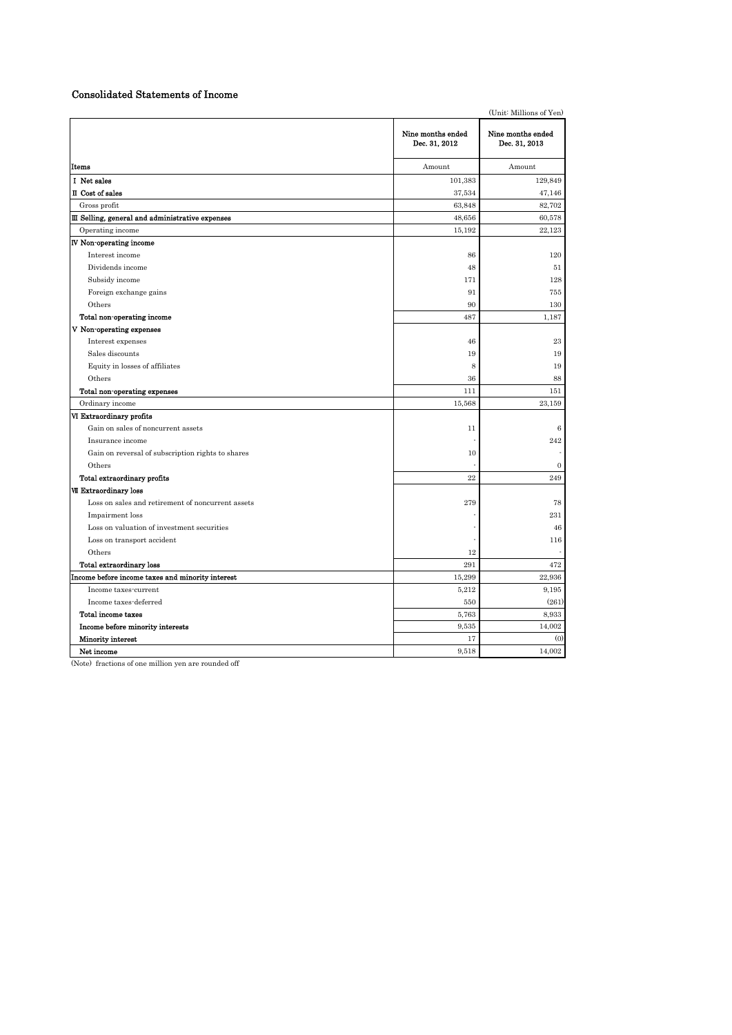## Consolidated Statements of Income

(Unit: Millions of Yen)

| Items | Nine months ended Dec. 31, 2012 | Nine months ended Dec. 31, 2013 |
|---|---|---|
| | Amount | Amount |
| **Ⅰ Net sales** | 101,383 | 129,849 |
| **Ⅱ Cost of sales** | 37,534 | 47,146 |
| Gross profit | 63,848 | 82,702 |
| **Ⅲ Selling, general and administrative expenses** | 48,656 | 60,578 |
| Operating income | 15,192 | 22,123 |
| **Ⅳ Non-operating income** | | |
| Interest income | 86 | 120 |
| Dividends income | 48 | 51 |
| Subsidy income | 171 | 128 |
| Foreign exchange gains | 91 | 755 |
| Others | 90 | 130 |
| **Total non-operating income** | 487 | 1,187 |
| **Ⅴ Non-operating expenses** | | |
| Interest expenses | 46 | 23 |
| Sales discounts | 19 | 19 |
| Equity in losses of affiliates | 8 | 19 |
| Others | 36 | 88 |
| **Total non-operating expenses** | 111 | 151 |
| Ordinary income | 15,568 | 23,159 |
| **Ⅵ Extraordinary profits** | | |
| Gain on sales of noncurrent assets | 11 | 6 |
| Insurance income | - | 242 |
| Gain on reversal of subscription rights to shares | 10 | - |
| Others | - | 0 |
| **Total extraordinary profits** | 22 | 249 |
| **Ⅶ Extraordinary loss** | | |
| Loss on sales and retirement of noncurrent assets | 279 | 78 |
| Impairment loss | - | 231 |
| Loss on valuation of investment securities | - | 46 |
| Loss on transport accident | - | 116 |
| Others | 12 | - |
| **Total extraordinary loss** | 291 | 472 |
| Income before income taxes and minority interest | 15,299 | 22,936 |
| Income taxes-current | 5,212 | 9,195 |
| Income taxes-deferred | 550 | (261) |
| **Total income taxes** | 5,763 | 8,933 |
| **Income before minority interests** | 9,535 | 14,002 |
| **Minority interest** | 17 | (0) |
| **Net income** | 9,518 | 14,002 |

(Note) fractions of one million yen are rounded off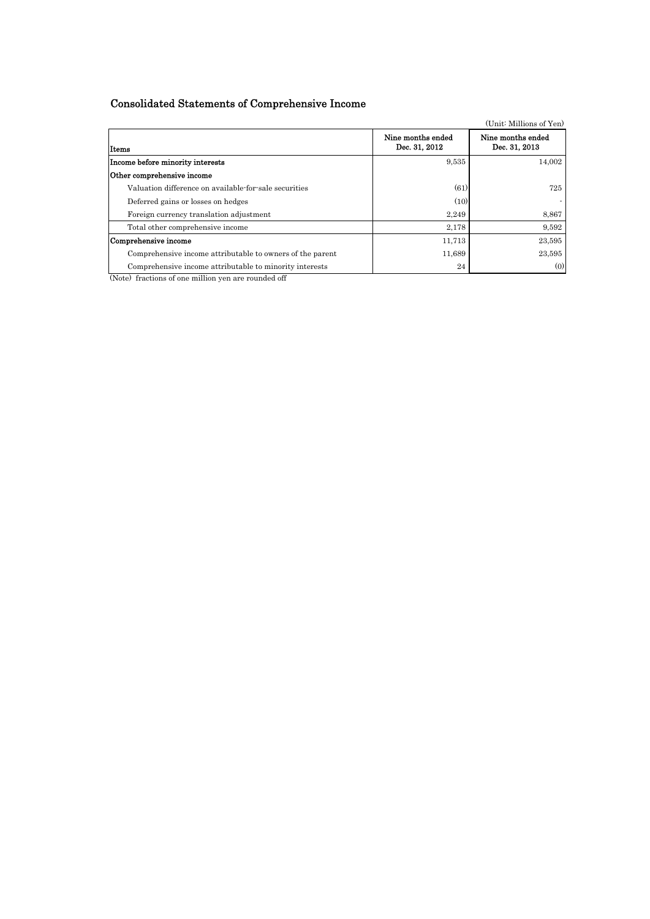## Consolidated Statements of Comprehensive Income

(Unit: Millions of Yen)

| Items | Nine months ended Dec. 31, 2012 | Nine months ended Dec. 31, 2013 |
|---|---|---|
| **Income before minority interests** | 9,535 | 14,002 |
| **Other comprehensive income** | | |
| Valuation difference on available-for-sale securities | (61) | 725 |
| Deferred gains or losses on hedges | (10) | - |
| Foreign currency translation adjustment | 2,249 | 8,867 |
| Total other comprehensive income | 2,178 | 9,592 |
| **Comprehensive income** | 11,713 | 23,595 |
| Comprehensive income attributable to owners of the parent | 11,689 | 23,595 |
| Comprehensive income attributable to minority interests | 24 | (0) |

(Note) fractions of one million yen are rounded off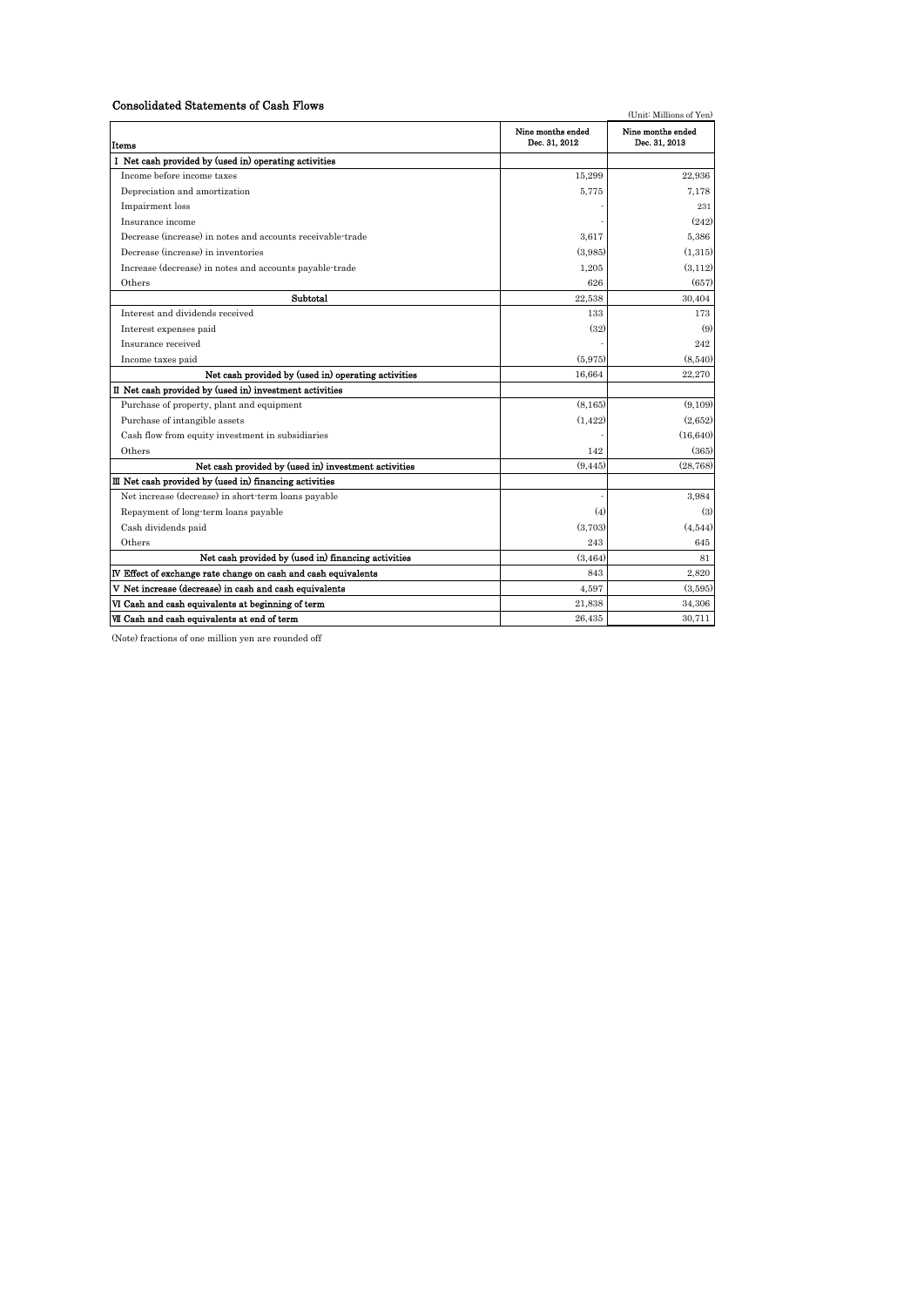## Consolidated Statements of Cash Flows

(Unit: Millions of Yen)

| Items | Nine months ended Dec. 31, 2012 | Nine months ended Dec. 31, 2013 |
|---|---|---|
| I Net cash provided by (used in) operating activities | | |
| Income before income taxes | 15,299 | 22,936 |
| Depreciation and amortization | 5,775 | 7,178 |
| Impairment loss | - | 231 |
| Insurance income | - | (242) |
| Decrease (increase) in notes and accounts receivable-trade | 3,617 | 5,386 |
| Decrease (increase) in inventories | (3,985) | (1,315) |
| Increase (decrease) in notes and accounts payable-trade | 1,205 | (3,112) |
| Others | 626 | (657) |
| Subtotal | 22,538 | 30,404 |
| Interest and dividends received | 133 | 173 |
| Interest expenses paid | (32) | (9) |
| Insurance received | - | 242 |
| Income taxes paid | (5,975) | (8,540) |
| Net cash provided by (used in) operating activities | 16,664 | 22,270 |
| II Net cash provided by (used in) investment activities | | |
| Purchase of property, plant and equipment | (8,165) | (9,109) |
| Purchase of intangible assets | (1,422) | (2,652) |
| Cash flow from equity investment in subsidiaries | - | (16,640) |
| Others | 142 | (365) |
| Net cash provided by (used in) investment activities | (9,445) | (28,768) |
| III Net cash provided by (used in) financing activities | | |
| Net increase (decrease) in short-term loans payable | - | 3,984 |
| Repayment of long-term loans payable | (4) | (3) |
| Cash dividends paid | (3,703) | (4,544) |
| Others | 243 | 645 |
| Net cash provided by (used in) financing activities | (3,464) | 81 |
| IV Effect of exchange rate change on cash and cash equivalents | 843 | 2,820 |
| V Net increase (decrease) in cash and cash equivalents | 4,597 | (3,595) |
| VI Cash and cash equivalents at beginning of term | 21,838 | 34,306 |
| VII Cash and cash equivalents at end of term | 26,435 | 30,711 |

(Note) fractions of one million yen are rounded off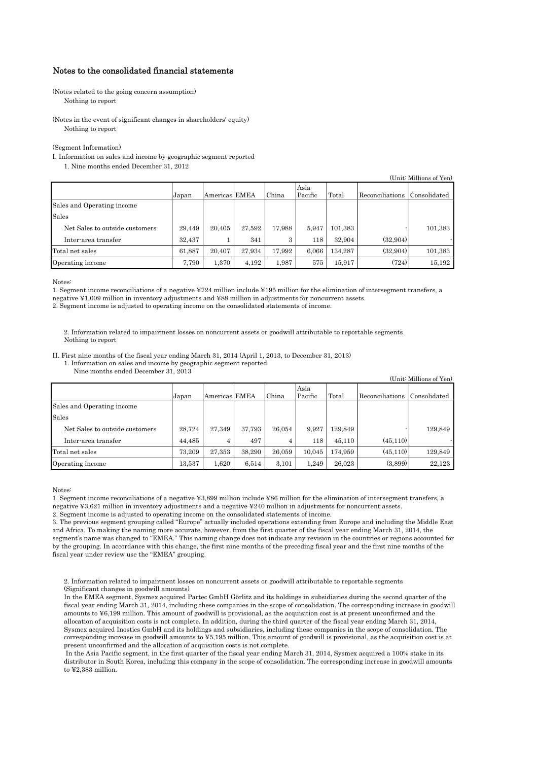## Notes to the consolidated financial statements

(Notes related to the going concern assumption)
Nothing to report

(Notes in the event of significant changes in shareholders' equity)
Nothing to report

(Segment Information)

I. Information on sales and income by geographic segment reported

1. Nine months ended December 31, 2012

(Unit: Millions of Yen)

| | Japan | Americas | EMEA | China | Asia Pacific | Total | Reconciliations | Consolidated |
|---|---|---|---|---|---|---|---|---|
| Sales and Operating income | | | | | | | | |
| Sales | | | | | | | | |
| Net Sales to outside customers | 29,449 | 20,405 | 27,592 | 17,988 | 5,947 | 101,383 | - | 101,383 |
| Inter-area transfer | 32,437 | 1 | 341 | 3 | 118 | 32,904 | (32,904) | - |
| Total net sales | 61,887 | 20,407 | 27,934 | 17,992 | 6,066 | 134,287 | (32,904) | 101,383 |
| Operating income | 7,790 | 1,370 | 4,192 | 1,987 | 575 | 15,917 | (724) | 15,192 |

Notes:
1. Segment income reconciliations of a negative ¥724 million include ¥195 million for the elimination of intersegment transfers, a negative ¥1,009 million in inventory adjustments and ¥88 million in adjustments for noncurrent assets.
2. Segment income is adjusted to operating income on the consolidated statements of income.

2. Information related to impairment losses on noncurrent assets or goodwill attributable to reportable segments
Nothing to report

II. First nine months of the fiscal year ending March 31, 2014 (April 1, 2013, to December 31, 2013)

1. Information on sales and income by geographic segment reported
Nine months ended December 31, 2013

(Unit: Millions of Yen)

| | Japan | Americas | EMEA | China | Asia Pacific | Total | Reconciliations | Consolidated |
|---|---|---|---|---|---|---|---|---|
| Sales and Operating income | | | | | | | | |
| Sales | | | | | | | | |
| Net Sales to outside customers | 28,724 | 27,349 | 37,793 | 26,054 | 9,927 | 129,849 | - | 129,849 |
| Inter-area transfer | 44,485 | 4 | 497 | 4 | 118 | 45,110 | (45,110) | - |
| Total net sales | 73,209 | 27,353 | 38,290 | 26,059 | 10,045 | 174,959 | (45,110) | 129,849 |
| Operating income | 13,537 | 1,620 | 6,514 | 3,101 | 1,249 | 26,023 | (3,899) | 22,123 |

Notes:
1. Segment income reconciliations of a negative ¥3,899 million include ¥86 million for the elimination of intersegment transfers, a negative ¥3,621 million in inventory adjustments and a negative ¥240 million in adjustments for noncurrent assets.
2. Segment income is adjusted to operating income on the consolidated statements of income.
3. The previous segment grouping called "Europe" actually included operations extending from Europe and including the Middle East and Africa. To making the naming more accurate, however, from the first quarter of the fiscal year ending March 31, 2014, the segment's name was changed to "EMEA." This naming change does not indicate any revision in the countries or regions accounted for by the grouping. In accordance with this change, the first nine months of the preceding fiscal year and the first nine months of the fiscal year under review use the "EMEA" grouping.

2. Information related to impairment losses on noncurrent assets or goodwill attributable to reportable segments
(Significant changes in goodwill amounts)
In the EMEA segment, Sysmex acquired Partec GmbH Görlitz and its holdings in subsidiaries during the second quarter of the fiscal year ending March 31, 2014, including these companies in the scope of consolidation. The corresponding increase in goodwill amounts to ¥6,199 million. This amount of goodwill is provisional, as the acquisition cost is at present unconfirmed and the allocation of acquisition costs is not complete. In addition, during the third quarter of the fiscal year ending March 31, 2014, Sysmex acquired Inostics GmbH and its holdings and subsidiaries, including these companies in the scope of consolidation. The corresponding increase in goodwill amounts to ¥5,195 million. This amount of goodwill is provisional, as the acquisition cost is at present unconfirmed and the allocation of acquisition costs is not complete.
In the Asia Pacific segment, in the first quarter of the fiscal year ending March 31, 2014, Sysmex acquired a 100% stake in its distributor in South Korea, including this company in the scope of consolidation. The corresponding increase in goodwill amounts to ¥2,383 million.